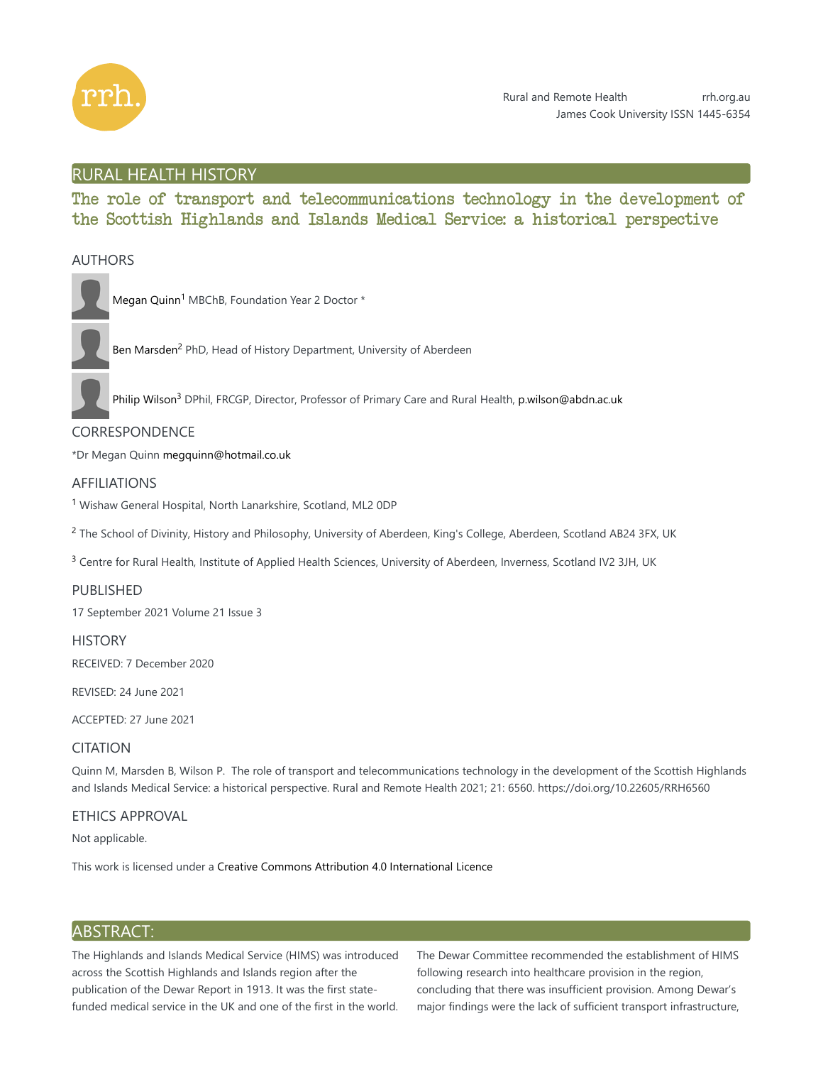Rural and Remote Health rrh.org.au
James Cook University ISSN 1445-6354

## RURAL HEALTH HISTORY

# The role of transport and telecommunications technology in the development of the Scottish Highlands and Islands Medical Service: a historical perspective

## AUTHORS

Megan Quinn[1] MBChB, Foundation Year 2 Doctor *

Ben Marsden[2] PhD, Head of History Department, University of Aberdeen

Philip Wilson[3] DPhil, FRCGP, Director, Professor of Primary Care and Rural Health, p.wilson@abdn.ac.uk

## CORRESPONDENCE

*Dr Megan Quinn megquinn@hotmail.co.uk

## AFFILIATIONS

[1] Wishaw General Hospital, North Lanarkshire, Scotland, ML2 0DP

[2] The School of Divinity, History and Philosophy, University of Aberdeen, King's College, Aberdeen, Scotland AB24 3FX, UK

[3] Centre for Rural Health, Institute of Applied Health Sciences, University of Aberdeen, Inverness, Scotland IV2 3JH, UK

## PUBLISHED

17 September 2021 Volume 21 Issue 3

## HISTORY

RECEIVED: 7 December 2020

REVISED: 24 June 2021

ACCEPTED: 27 June 2021

## CITATION

Quinn M, Marsden B, Wilson P. The role of transport and telecommunications technology in the development of the Scottish Highlands and Islands Medical Service: a historical perspective. Rural and Remote Health 2021; 21: 6560. https://doi.org/10.22605/RRH6560

## ETHICS APPROVAL

Not applicable.

This work is licensed under a Creative Commons Attribution 4.0 International Licence

## ABSTRACT:

The Highlands and Islands Medical Service (HIMS) was introduced across the Scottish Highlands and Islands region after the publication of the Dewar Report in 1913. It was the first state-funded medical service in the UK and one of the first in the world. The Dewar Committee recommended the establishment of HIMS following research into healthcare provision in the region, concluding that there was insufficient provision. Among Dewar's major findings were the lack of sufficient transport infrastructure,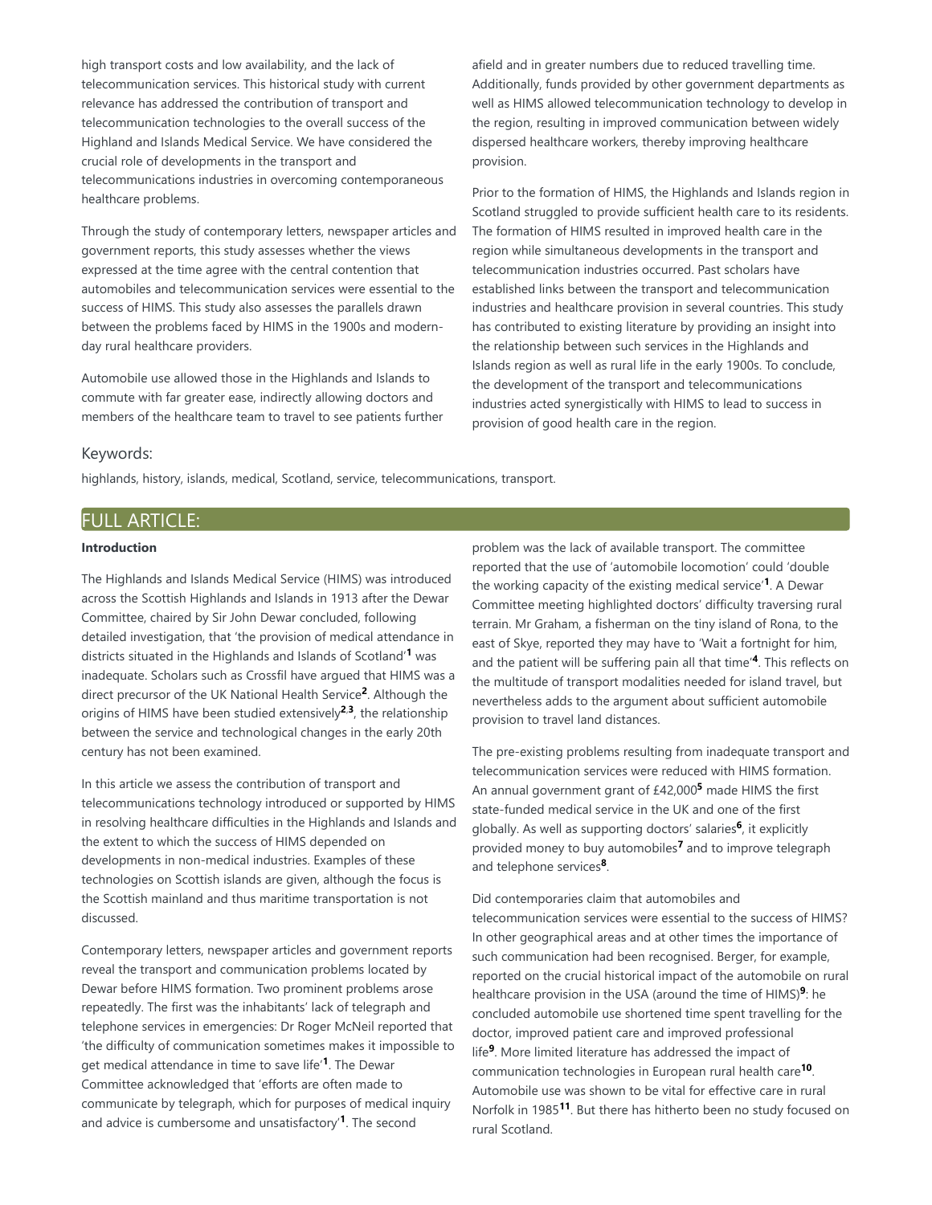high transport costs and low availability, and the lack of telecommunication services. This historical study with current relevance has addressed the contribution of transport and telecommunication technologies to the overall success of the Highland and Islands Medical Service. We have considered the crucial role of developments in the transport and telecommunications industries in overcoming contemporaneous healthcare problems.

Through the study of contemporary letters, newspaper articles and government reports, this study assesses whether the views expressed at the time agree with the central contention that automobiles and telecommunication services were essential to the success of HIMS. This study also assesses the parallels drawn between the problems faced by HIMS in the 1900s and modern-day rural healthcare providers.

Automobile use allowed those in the Highlands and Islands to commute with far greater ease, indirectly allowing doctors and members of the healthcare team to travel to see patients further afield and in greater numbers due to reduced travelling time. Additionally, funds provided by other government departments as well as HIMS allowed telecommunication technology to develop in the region, resulting in improved communication between widely dispersed healthcare workers, thereby improving healthcare provision.

Prior to the formation of HIMS, the Highlands and Islands region in Scotland struggled to provide sufficient health care to its residents. The formation of HIMS resulted in improved health care in the region while simultaneous developments in the transport and telecommunication industries occurred. Past scholars have established links between the transport and telecommunication industries and healthcare provision in several countries. This study has contributed to existing literature by providing an insight into the relationship between such services in the Highlands and Islands region as well as rural life in the early 1900s. To conclude, the development of the transport and telecommunications industries acted synergistically with HIMS to lead to success in provision of good health care in the region.

### Keywords:

highlands, history, islands, medical, Scotland, service, telecommunications, transport.

## FULL ARTICLE:

### Introduction

The Highlands and Islands Medical Service (HIMS) was introduced across the Scottish Highlands and Islands in 1913 after the Dewar Committee, chaired by Sir John Dewar concluded, following detailed investigation, that 'the provision of medical attendance in districts situated in the Highlands and Islands of Scotland'[1] was inadequate. Scholars such as Crossfil have argued that HIMS was a direct precursor of the UK National Health Service[2]. Although the origins of HIMS have been studied extensively[2,3], the relationship between the service and technological changes in the early 20th century has not been examined.

In this article we assess the contribution of transport and telecommunications technology introduced or supported by HIMS in resolving healthcare difficulties in the Highlands and Islands and the extent to which the success of HIMS depended on developments in non-medical industries. Examples of these technologies on Scottish islands are given, although the focus is the Scottish mainland and thus maritime transportation is not discussed.

Contemporary letters, newspaper articles and government reports reveal the transport and communication problems located by Dewar before HIMS formation. Two prominent problems arose repeatedly. The first was the inhabitants' lack of telegraph and telephone services in emergencies: Dr Roger McNeil reported that 'the difficulty of communication sometimes makes it impossible to get medical attendance in time to save life'[1]. The Dewar Committee acknowledged that 'efforts are often made to communicate by telegraph, which for purposes of medical inquiry and advice is cumbersome and unsatisfactory'[1]. The second problem was the lack of available transport. The committee reported that the use of 'automobile locomotion' could 'double the working capacity of the existing medical service'[1]. A Dewar Committee meeting highlighted doctors' difficulty traversing rural terrain. Mr Graham, a fisherman on the tiny island of Rona, to the east of Skye, reported they may have to 'Wait a fortnight for him, and the patient will be suffering pain all that time'[4]. This reflects on the multitude of transport modalities needed for island travel, but nevertheless adds to the argument about sufficient automobile provision to travel land distances.

The pre-existing problems resulting from inadequate transport and telecommunication services were reduced with HIMS formation. An annual government grant of £42,000[5] made HIMS the first state-funded medical service in the UK and one of the first globally. As well as supporting doctors' salaries[6], it explicitly provided money to buy automobiles[7] and to improve telegraph and telephone services[8].

Did contemporaries claim that automobiles and telecommunication services were essential to the success of HIMS? In other geographical areas and at other times the importance of such communication had been recognised. Berger, for example, reported on the crucial historical impact of the automobile on rural healthcare provision in the USA (around the time of HIMS)[9]: he concluded automobile use shortened time spent travelling for the doctor, improved patient care and improved professional life[9]. More limited literature has addressed the impact of communication technologies in European rural health care[10]. Automobile use was shown to be vital for effective care in rural Norfolk in 1985[11]. But there has hitherto been no study focused on rural Scotland.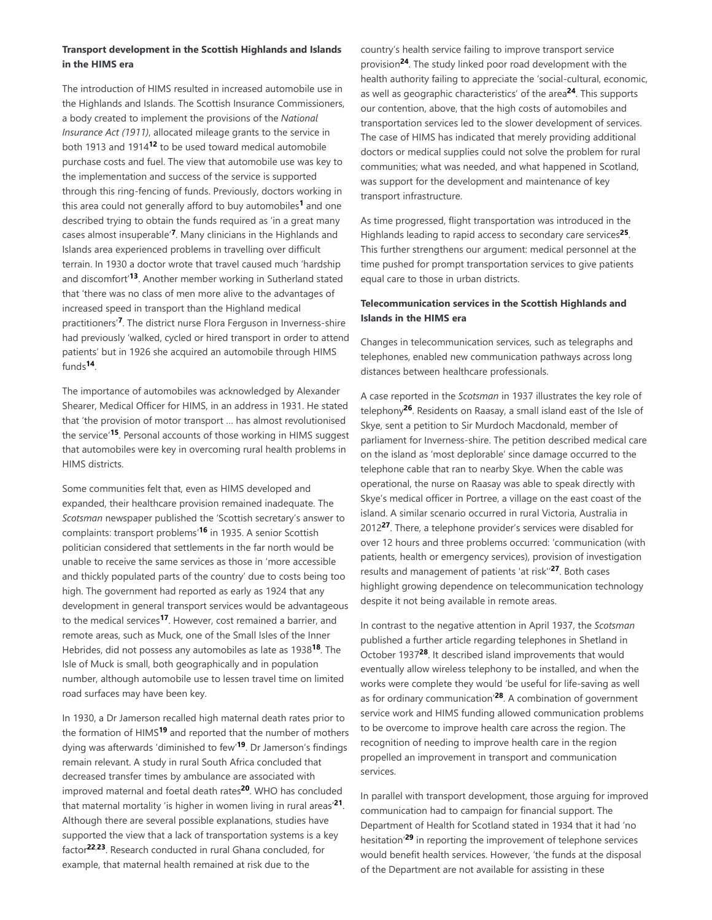### Transport development in the Scottish Highlands and Islands in the HIMS era

The introduction of HIMS resulted in increased automobile use in the Highlands and Islands. The Scottish Insurance Commissioners, a body created to implement the provisions of the *National Insurance Act (1911)*, allocated mileage grants to the service in both 1913 and 1914[12] to be used toward medical automobile purchase costs and fuel. The view that automobile use was key to the implementation and success of the service is supported through this ring-fencing of funds. Previously, doctors working in this area could not generally afford to buy automobiles[1] and one described trying to obtain the funds required as 'in a great many cases almost insuperable'[7]. Many clinicians in the Highlands and Islands area experienced problems in travelling over difficult terrain. In 1930 a doctor wrote that travel caused much 'hardship and discomfort'[13]. Another member working in Sutherland stated that 'there was no class of men more alive to the advantages of increased speed in transport than the Highland medical practitioners'[7]. The district nurse Flora Ferguson in Inverness-shire had previously 'walked, cycled or hired transport in order to attend patients' but in 1926 she acquired an automobile through HIMS funds[14].

The importance of automobiles was acknowledged by Alexander Shearer, Medical Officer for HIMS, in an address in 1931. He stated that 'the provision of motor transport … has almost revolutionised the service'[15]. Personal accounts of those working in HIMS suggest that automobiles were key in overcoming rural health problems in HIMS districts.

Some communities felt that, even as HIMS developed and expanded, their healthcare provision remained inadequate. The *Scotsman* newspaper published the 'Scottish secretary's answer to complaints: transport problems'[16] in 1935. A senior Scottish politician considered that settlements in the far north would be unable to receive the same services as those in 'more accessible and thickly populated parts of the country' due to costs being too high. The government had reported as early as 1924 that any development in general transport services would be advantageous to the medical services[17]. However, cost remained a barrier, and remote areas, such as Muck, one of the Small Isles of the Inner Hebrides, did not possess any automobiles as late as 1938[18]. The Isle of Muck is small, both geographically and in population number, although automobile use to lessen travel time on limited road surfaces may have been key.

In 1930, a Dr Jamerson recalled high maternal death rates prior to the formation of HIMS[19] and reported that the number of mothers dying was afterwards 'diminished to few'[19]. Dr Jamerson's findings remain relevant. A study in rural South Africa concluded that decreased transfer times by ambulance are associated with improved maternal and foetal death rates[20]. WHO has concluded that maternal mortality 'is higher in women living in rural areas'[21]. Although there are several possible explanations, studies have supported the view that a lack of transportation systems is a key factor[22,23]. Research conducted in rural Ghana concluded, for example, that maternal health remained at risk due to the country's health service failing to improve transport service provision[24]. The study linked poor road development with the health authority failing to appreciate the 'social-cultural, economic, as well as geographic characteristics' of the area[24]. This supports our contention, above, that the high costs of automobiles and transportation services led to the slower development of services. The case of HIMS has indicated that merely providing additional doctors or medical supplies could not solve the problem for rural communities; what was needed, and what happened in Scotland, was support for the development and maintenance of key transport infrastructure.

As time progressed, flight transportation was introduced in the Highlands leading to rapid access to secondary care services[25]. This further strengthens our argument: medical personnel at the time pushed for prompt transportation services to give patients equal care to those in urban districts.

### Telecommunication services in the Scottish Highlands and Islands in the HIMS era

Changes in telecommunication services, such as telegraphs and telephones, enabled new communication pathways across long distances between healthcare professionals.

A case reported in the *Scotsman* in 1937 illustrates the key role of telephony[26]. Residents on Raasay, a small island east of the Isle of Skye, sent a petition to Sir Murdoch Macdonald, member of parliament for Inverness-shire. The petition described medical care on the island as 'most deplorable' since damage occurred to the telephone cable that ran to nearby Skye. When the cable was operational, the nurse on Raasay was able to speak directly with Skye's medical officer in Portree, a village on the east coast of the island. A similar scenario occurred in rural Victoria, Australia in 2012[27]. There, a telephone provider's services were disabled for over 12 hours and three problems occurred: 'communication (with patients, health or emergency services), provision of investigation results and management of patients 'at risk''[27]. Both cases highlight growing dependence on telecommunication technology despite it not being available in remote areas.

In contrast to the negative attention in April 1937, the *Scotsman* published a further article regarding telephones in Shetland in October 1937[28]. It described island improvements that would eventually allow wireless telephony to be installed, and when the works were complete they would 'be useful for life-saving as well as for ordinary communication'[28]. A combination of government service work and HIMS funding allowed communication problems to be overcome to improve health care across the region. The recognition of needing to improve health care in the region propelled an improvement in transport and communication services.

In parallel with transport development, those arguing for improved communication had to campaign for financial support. The Department of Health for Scotland stated in 1934 that it had 'no hesitation'[29] in reporting the improvement of telephone services would benefit health services. However, 'the funds at the disposal of the Department are not available for assisting in these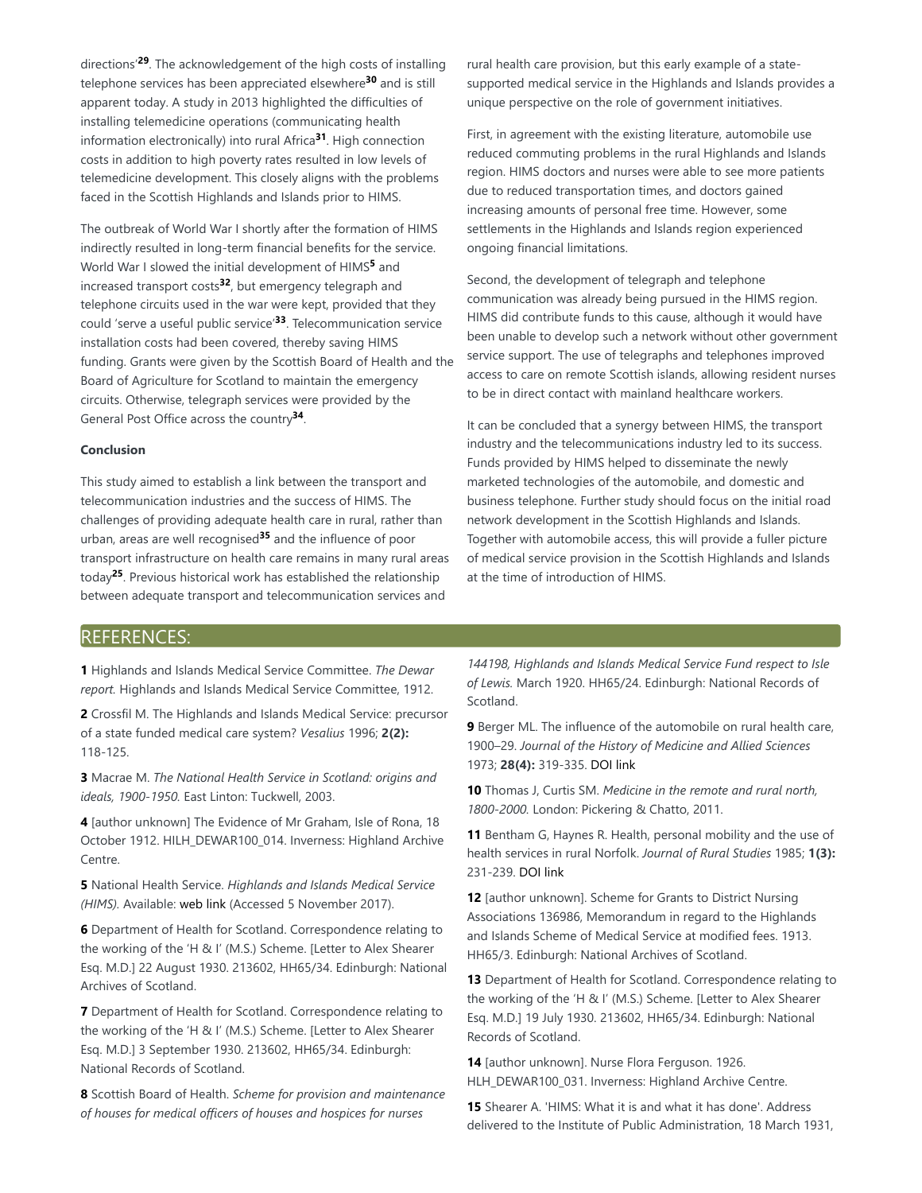directions'[29]. The acknowledgement of the high costs of installing telephone services has been appreciated elsewhere[30] and is still apparent today. A study in 2013 highlighted the difficulties of installing telemedicine operations (communicating health information electronically) into rural Africa[31]. High connection costs in addition to high poverty rates resulted in low levels of telemedicine development. This closely aligns with the problems faced in the Scottish Highlands and Islands prior to HIMS.

The outbreak of World War I shortly after the formation of HIMS indirectly resulted in long-term financial benefits for the service. World War I slowed the initial development of HIMS[5] and increased transport costs[32], but emergency telegraph and telephone circuits used in the war were kept, provided that they could 'serve a useful public service'[33]. Telecommunication service installation costs had been covered, thereby saving HIMS funding. Grants were given by the Scottish Board of Health and the Board of Agriculture for Scotland to maintain the emergency circuits. Otherwise, telegraph services were provided by the General Post Office across the country[34].

**Conclusion**

This study aimed to establish a link between the transport and telecommunication industries and the success of HIMS. The challenges of providing adequate health care in rural, rather than urban, areas are well recognised[35] and the influence of poor transport infrastructure on health care remains in many rural areas today[25]. Previous historical work has established the relationship between adequate transport and telecommunication services and rural health care provision, but this early example of a state-supported medical service in the Highlands and Islands provides a unique perspective on the role of government initiatives.

First, in agreement with the existing literature, automobile use reduced commuting problems in the rural Highlands and Islands region. HIMS doctors and nurses were able to see more patients due to reduced transportation times, and doctors gained increasing amounts of personal free time. However, some settlements in the Highlands and Islands region experienced ongoing financial limitations.

Second, the development of telegraph and telephone communication was already being pursued in the HIMS region. HIMS did contribute funds to this cause, although it would have been unable to develop such a network without other government service support. The use of telegraphs and telephones improved access to care on remote Scottish islands, allowing resident nurses to be in direct contact with mainland healthcare workers.

It can be concluded that a synergy between HIMS, the transport industry and the telecommunications industry led to its success. Funds provided by HIMS helped to disseminate the newly marketed technologies of the automobile, and domestic and business telephone. Further study should focus on the initial road network development in the Scottish Highlands and Islands. Together with automobile access, this will provide a fuller picture of medical service provision in the Scottish Highlands and Islands at the time of introduction of HIMS.

## REFERENCES:

**1** Highlands and Islands Medical Service Committee. *The Dewar report.* Highlands and Islands Medical Service Committee, 1912.

**2** Crossfil M. The Highlands and Islands Medical Service: precursor of a state funded medical care system? *Vesalius* 1996; **2(2):** 118-125.

**3** Macrae M. *The National Health Service in Scotland: origins and ideals, 1900-1950.* East Linton: Tuckwell, 2003.

**4** [author unknown] The Evidence of Mr Graham, Isle of Rona, 18 October 1912. HILH_DEWAR100_014. Inverness: Highland Archive Centre.

**5** National Health Service. *Highlands and Islands Medical Service (HIMS).* Available: web link (Accessed 5 November 2017).

**6** Department of Health for Scotland. Correspondence relating to the working of the 'H & I' (M.S.) Scheme. [Letter to Alex Shearer Esq. M.D.] 22 August 1930. 213602, HH65/34. Edinburgh: National Archives of Scotland.

**7** Department of Health for Scotland. Correspondence relating to the working of the 'H & I' (M.S.) Scheme. [Letter to Alex Shearer Esq. M.D.] 3 September 1930. 213602, HH65/34. Edinburgh: National Records of Scotland.

**8** Scottish Board of Health. *Scheme for provision and maintenance of houses for medical officers of houses and hospices for nurses 144198, Highlands and Islands Medical Service Fund respect to Isle of Lewis.* March 1920. HH65/24. Edinburgh: National Records of Scotland.

**9** Berger ML. The influence of the automobile on rural health care, 1900–29. *Journal of the History of Medicine and Allied Sciences* 1973; **28(4):** 319-335. DOI link

**10** Thomas J, Curtis SM. *Medicine in the remote and rural north, 1800-2000.* London: Pickering & Chatto, 2011.

**11** Bentham G, Haynes R. Health, personal mobility and the use of health services in rural Norfolk. *Journal of Rural Studies* 1985; **1(3):** 231-239. DOI link

**12** [author unknown]. Scheme for Grants to District Nursing Associations 136986, Memorandum in regard to the Highlands and Islands Scheme of Medical Service at modified fees. 1913. HH65/3. Edinburgh: National Archives of Scotland.

**13** Department of Health for Scotland. Correspondence relating to the working of the 'H & I' (M.S.) Scheme. [Letter to Alex Shearer Esq. M.D.] 19 July 1930. 213602, HH65/34. Edinburgh: National Records of Scotland.

**14** [author unknown]. Nurse Flora Ferguson. 1926. HLH_DEWAR100_031. Inverness: Highland Archive Centre.

**15** Shearer A. 'HIMS: What it is and what it has done'. Address delivered to the Institute of Public Administration, 18 March 1931,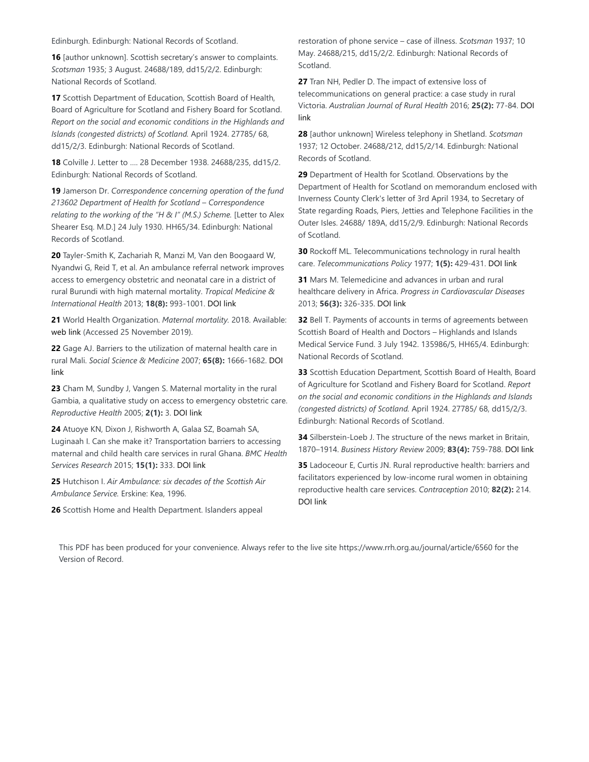Edinburgh. Edinburgh: National Records of Scotland.

**16** [author unknown]. Scottish secretary's answer to complaints. *Scotsman* 1935; 3 August. 24688/189, dd15/2/2. Edinburgh: National Records of Scotland.

**17** Scottish Department of Education, Scottish Board of Health, Board of Agriculture for Scotland and Fishery Board for Scotland. *Report on the social and economic conditions in the Highlands and Islands (congested districts) of Scotland.* April 1924. 27785/ 68, dd15/2/3. Edinburgh: National Records of Scotland.

**18** Colville J. Letter to .... 28 December 1938. 24688/235, dd15/2. Edinburgh: National Records of Scotland.

**19** Jamerson Dr. *Correspondence concerning operation of the fund 213602 Department of Health for Scotland – Correspondence relating to the working of the "H & I" (M.S.) Scheme.* [Letter to Alex Shearer Esq. M.D.] 24 July 1930. HH65/34. Edinburgh: National Records of Scotland.

**20** Tayler-Smith K, Zachariah R, Manzi M, Van den Boogaard W, Nyandwi G, Reid T, et al. An ambulance referral network improves access to emergency obstetric and neonatal care in a district of rural Burundi with high maternal mortality. *Tropical Medicine & International Health* 2013; **18(8):** 993-1001. DOI link

**21** World Health Organization. *Maternal mortality.* 2018. Available: web link (Accessed 25 November 2019).

**22** Gage AJ. Barriers to the utilization of maternal health care in rural Mali. *Social Science & Medicine* 2007; **65(8):** 1666-1682. DOI link

**23** Cham M, Sundby J, Vangen S. Maternal mortality in the rural Gambia, a qualitative study on access to emergency obstetric care. *Reproductive Health* 2005; **2(1):** 3. DOI link

**24** Atuoye KN, Dixon J, Rishworth A, Galaa SZ, Boamah SA, Luginaah I. Can she make it? Transportation barriers to accessing maternal and child health care services in rural Ghana. *BMC Health Services Research* 2015; **15(1):** 333. DOI link

**25** Hutchison I. *Air Ambulance: six decades of the Scottish Air Ambulance Service.* Erskine: Kea, 1996.

**26** Scottish Home and Health Department. Islanders appeal restoration of phone service – case of illness. *Scotsman* 1937; 10 May. 24688/215, dd15/2/2. Edinburgh: National Records of Scotland.

**27** Tran NH, Pedler D. The impact of extensive loss of telecommunications on general practice: a case study in rural Victoria. *Australian Journal of Rural Health* 2016; **25(2):** 77-84. DOI link

**28** [author unknown] Wireless telephony in Shetland. *Scotsman* 1937; 12 October. 24688/212, dd15/2/14. Edinburgh: National Records of Scotland.

**29** Department of Health for Scotland. Observations by the Department of Health for Scotland on memorandum enclosed with Inverness County Clerk's letter of 3rd April 1934, to Secretary of State regarding Roads, Piers, Jetties and Telephone Facilities in the Outer Isles. 24688/ 189A, dd15/2/9. Edinburgh: National Records of Scotland.

**30** Rockoff ML. Telecommunications technology in rural health care. *Telecommunications Policy* 1977; **1(5):** 429-431. DOI link

**31** Mars M. Telemedicine and advances in urban and rural healthcare delivery in Africa. *Progress in Cardiovascular Diseases* 2013; **56(3):** 326-335. DOI link

**32** Bell T. Payments of accounts in terms of agreements between Scottish Board of Health and Doctors – Highlands and Islands Medical Service Fund. 3 July 1942. 135986/5, HH65/4. Edinburgh: National Records of Scotland.

**33** Scottish Education Department, Scottish Board of Health, Board of Agriculture for Scotland and Fishery Board for Scotland. *Report on the social and economic conditions in the Highlands and Islands (congested districts) of Scotland.* April 1924. 27785/ 68, dd15/2/3. Edinburgh: National Records of Scotland.

**34** Silberstein-Loeb J. The structure of the news market in Britain, 1870–1914. *Business History Review* 2009; **83(4):** 759-788. DOI link

**35** Ladoceour E, Curtis JN. Rural reproductive health: barriers and facilitators experienced by low-income rural women in obtaining reproductive health care services. *Contraception* 2010; **82(2):** 214. DOI link

This PDF has been produced for your convenience. Always refer to the live site https://www.rrh.org.au/journal/article/6560 for the Version of Record.